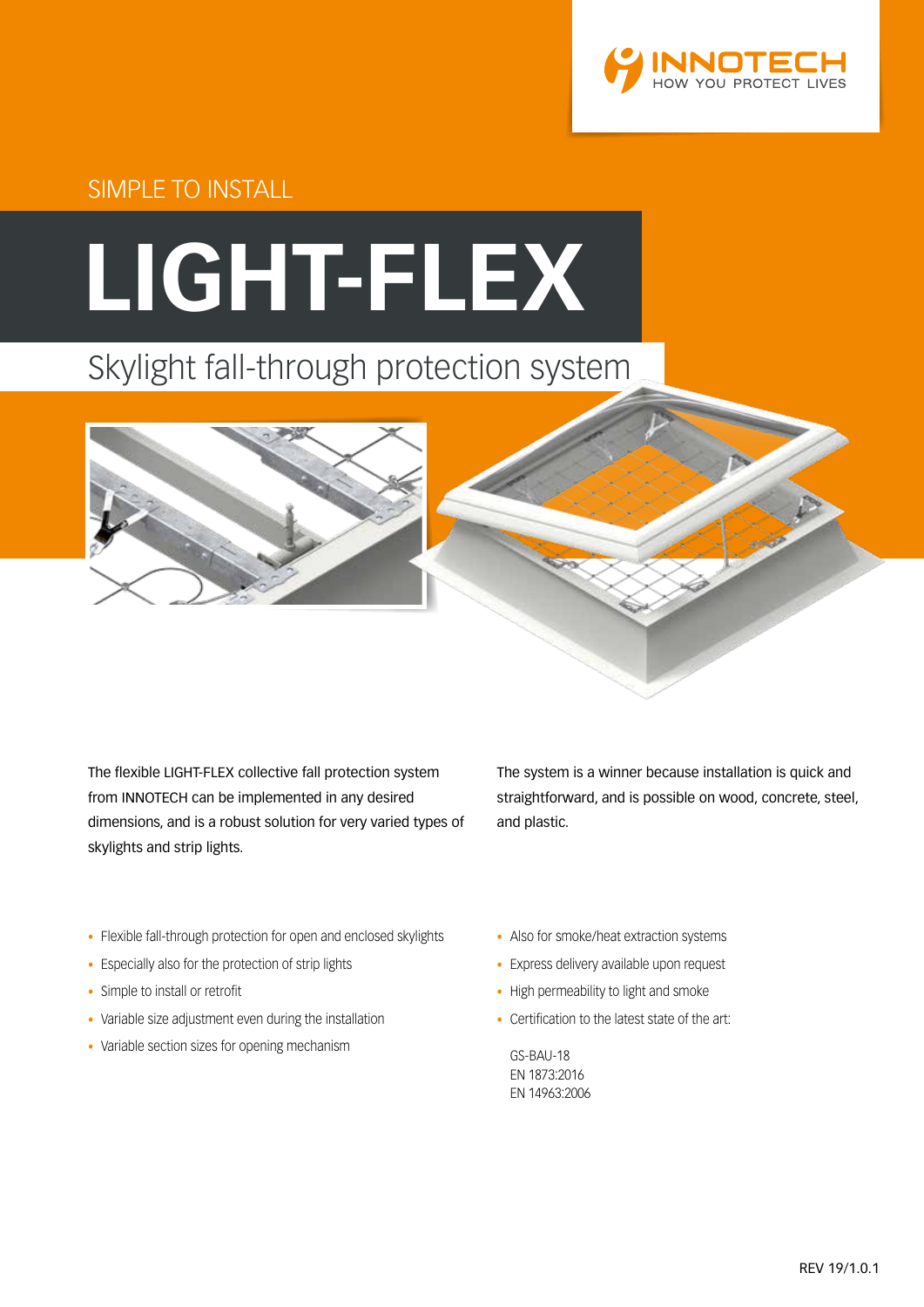INNOTECH
HOW YOU PROTECT LIVES

SIMPLE TO INSTALL

# LIGHT-FLEX

## Skylight fall-through protection system

The flexible LIGHT-FLEX collective fall protection system from INNOTECH can be implemented in any desired dimensions, and is a robust solution for very varied types of skylights and strip lights.

The system is a winner because installation is quick and straightforward, and is possible on wood, concrete, steel, and plastic.

- Flexible fall-through protection for open and enclosed skylights
- Especially also for the protection of strip lights
- Simple to install or retrofit
- Variable size adjustment even during the installation
- Variable section sizes for opening mechanism
- Also for smoke/heat extraction systems
- Express delivery available upon request
- High permeability to light and smoke
- Certification to the latest state of the art:

  GS-BAU-18
  EN 1873:2016
  EN 14963:2006

REV 19/1.0.1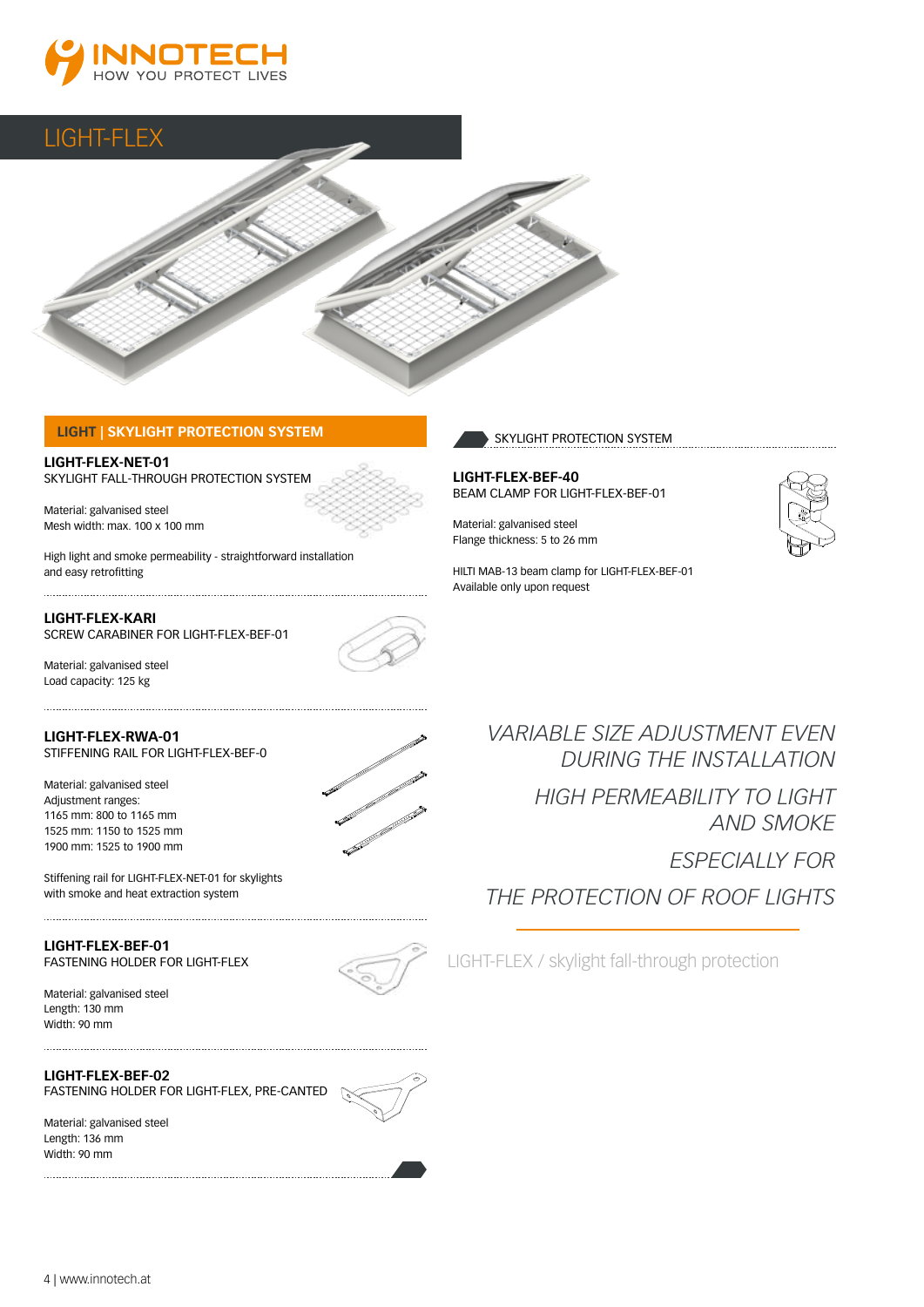# LIGHT-FLEX

## LIGHT | SKYLIGHT PROTECTION SYSTEM

**LIGHT-FLEX-NET-01**
SKYLIGHT FALL-THROUGH PROTECTION SYSTEM

Material: galvanised steel
Mesh width: max. 100 x 100 mm

High light and smoke permeability - straightforward installation and easy retrofitting

**LIGHT-FLEX-KARI**
SCREW CARABINER FOR LIGHT-FLEX-BEF-01

Material: galvanised steel
Load capacity: 125 kg

**LIGHT-FLEX-RWA-01**
STIFFENING RAIL FOR LIGHT-FLEX-BEF-0

Material: galvanised steel
Adjustment ranges:
1165 mm: 800 to 1165 mm
1525 mm: 1150 to 1525 mm
1900 mm: 1525 to 1900 mm

Stiffening rail for LIGHT-FLEX-NET-01 for skylights with smoke and heat extraction system

**LIGHT-FLEX-BEF-01**
FASTENING HOLDER FOR LIGHT-FLEX

Material: galvanised steel
Length: 130 mm
Width: 90 mm

**LIGHT-FLEX-BEF-02**
FASTENING HOLDER FOR LIGHT-FLEX, PRE-CANTED

Material: galvanised steel
Length: 136 mm
Width: 90 mm

## SKYLIGHT PROTECTION SYSTEM

**LIGHT-FLEX-BEF-40**
BEAM CLAMP FOR LIGHT-FLEX-BEF-01

Material: galvanised steel
Flange thickness: 5 to 26 mm

HILTI MAB-13 beam clamp for LIGHT-FLEX-BEF-01
Available only upon request

*VARIABLE SIZE ADJUSTMENT EVEN DURING THE INSTALLATION*

*HIGH PERMEABILITY TO LIGHT AND SMOKE*

*ESPECIALLY FOR THE PROTECTION OF ROOF LIGHTS*

LIGHT-FLEX / skylight fall-through protection